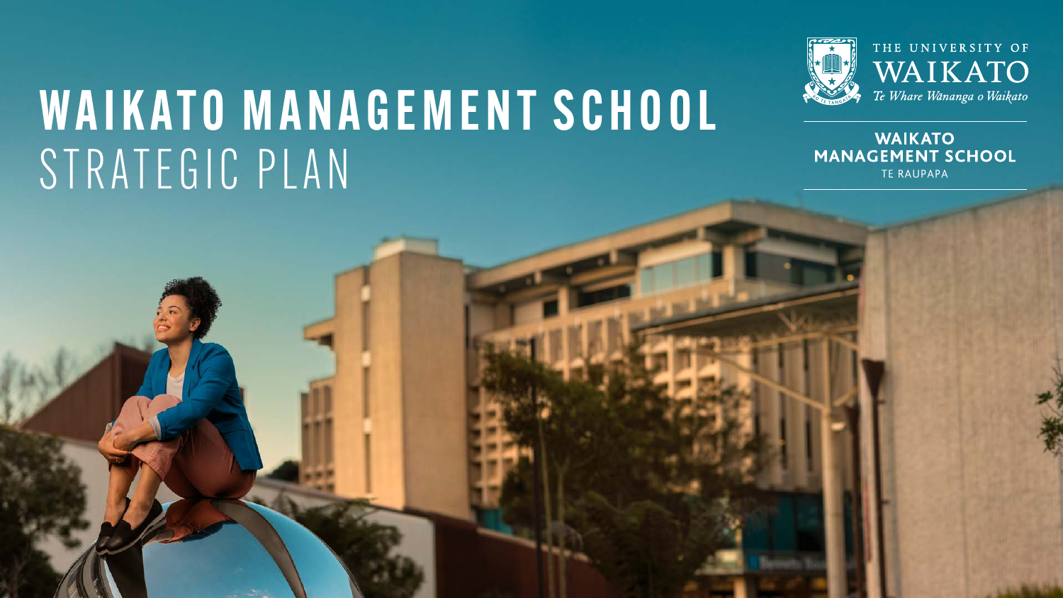# WAIKATO MANAGEMENT SCHOOL
## STRATEGIC PLAN

THE UNIVERSITY OF
WAIKATO
*Te Whare Wānanga o Waikato*

WAIKATO
MANAGEMENT SCHOOL
TE RAUPAPA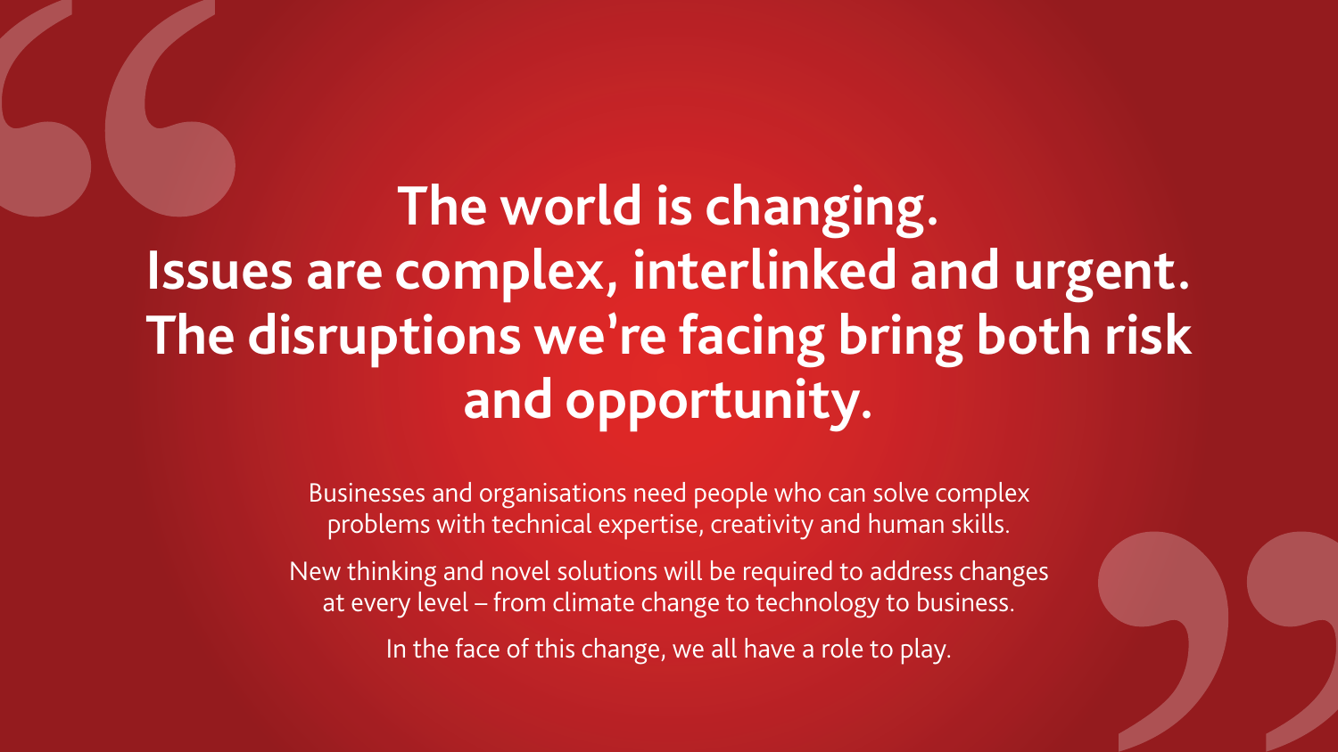**The world is changing.
Issues are complex, interlinked and urgent.
The disruptions we're facing bring both risk and opportunity.**

Businesses and organisations need people who can solve complex problems with technical expertise, creativity and human skills.

New thinking and novel solutions will be required to address changes at every level – from climate change to technology to business.

In the face of this change, we all have a role to play.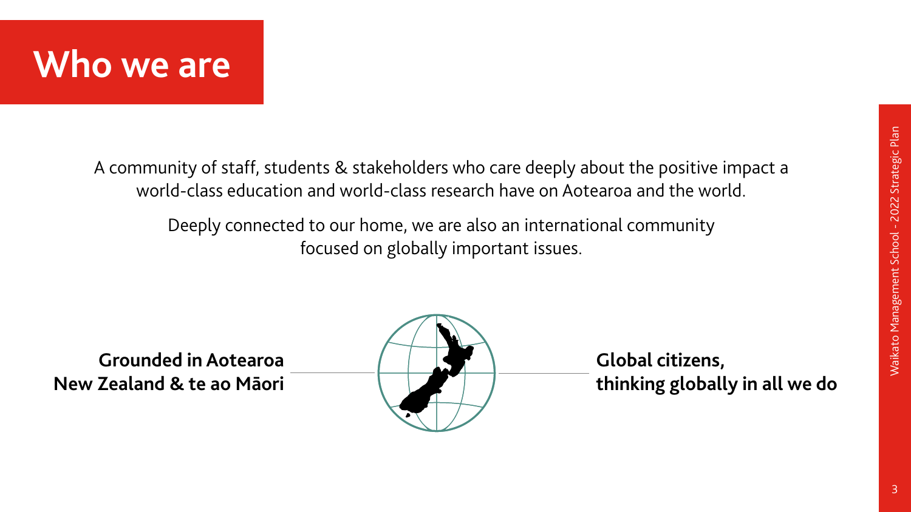# Who we are

A community of staff, students & stakeholders who care deeply about the positive impact a world-class education and world-class research have on Aotearoa and the world.

Deeply connected to our home, we are also an international community focused on globally important issues.

**Grounded in Aotearoa New Zealand & te ao Māori**

**Global citizens, thinking globally in all we do**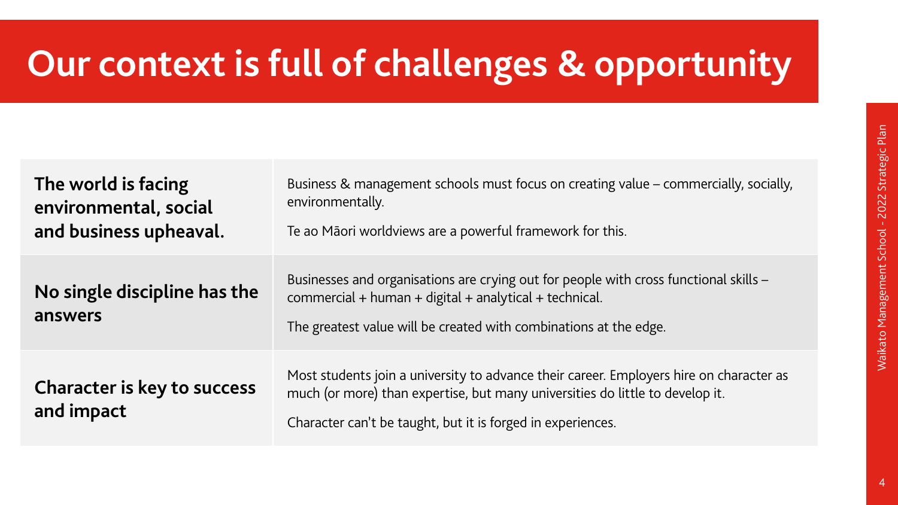# Our context is full of challenges & opportunity

| | |
|---|---|
| **The world is facing environmental, social and business upheaval.** | Business & management schools must focus on creating value – commercially, socially, environmentally.<br><br>Te ao Māori worldviews are a powerful framework for this. |
| **No single discipline has the answers** | Businesses and organisations are crying out for people with cross functional skills – commercial + human + digital + analytical + technical.<br><br>The greatest value will be created with combinations at the edge. |
| **Character is key to success and impact** | Most students join a university to advance their career. Employers hire on character as much (or more) than expertise, but many universities do little to develop it.<br><br>Character can't be taught, but it is forged in experiences. |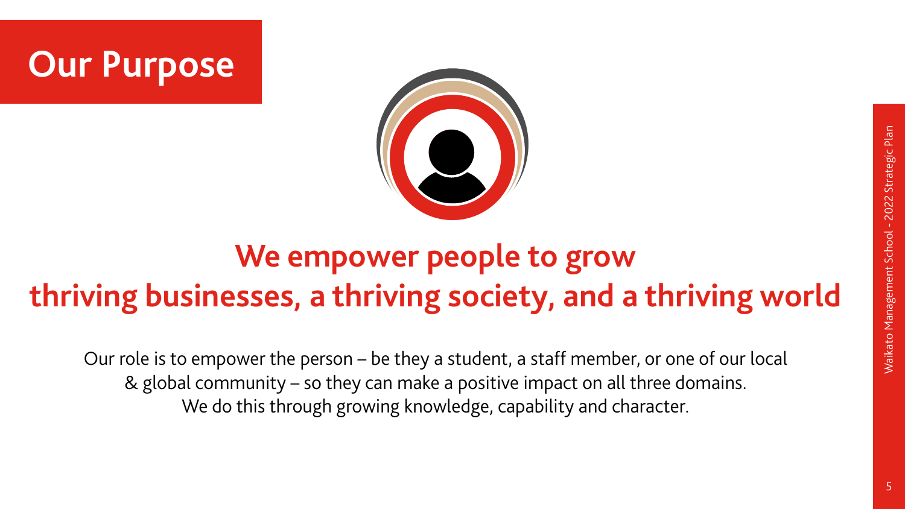# Our Purpose

## We empower people to grow thriving businesses, a thriving society, and a thriving world

Our role is to empower the person – be they a student, a staff member, or one of our local & global community – so they can make a positive impact on all three domains. We do this through growing knowledge, capability and character.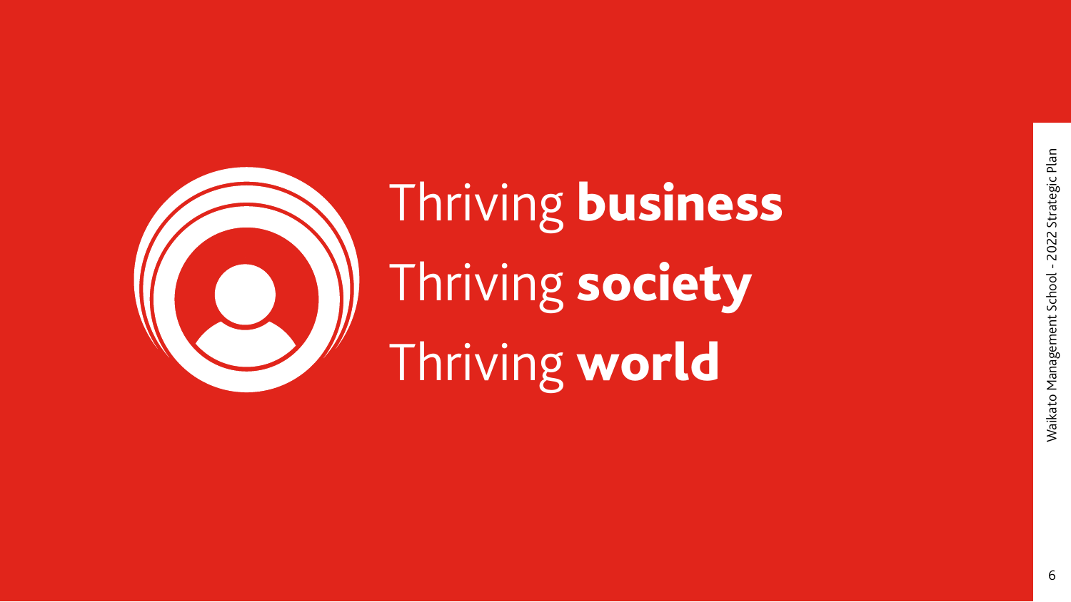Thriving **business**
Thriving **society**
Thriving **world**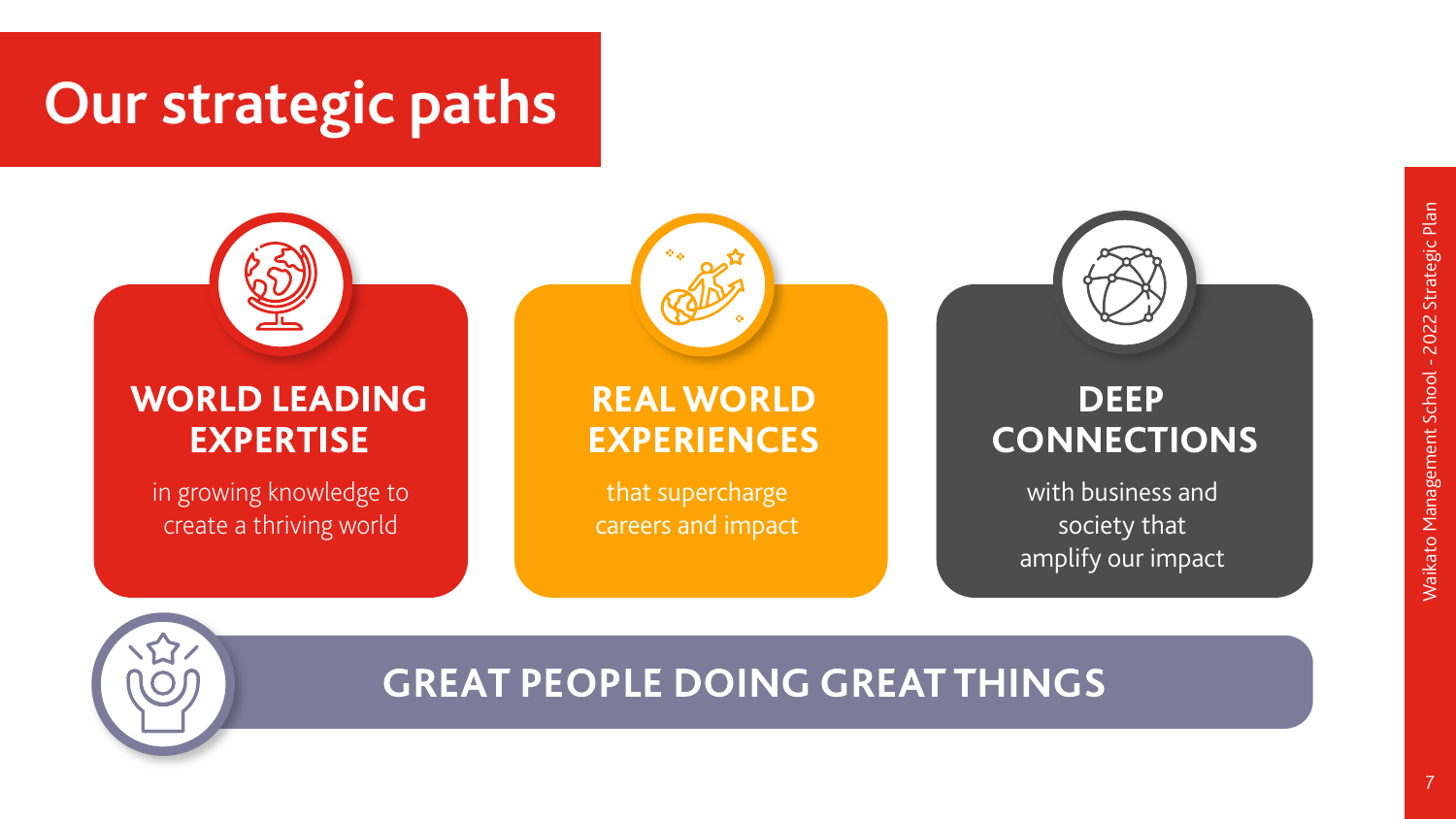# Our strategic paths

## WORLD LEADING EXPERTISE

in growing knowledge to create a thriving world

## REAL WORLD EXPERIENCES

that supercharge careers and impact

## DEEP CONNECTIONS

with business and society that amplify our impact

## GREAT PEOPLE DOING GREAT THINGS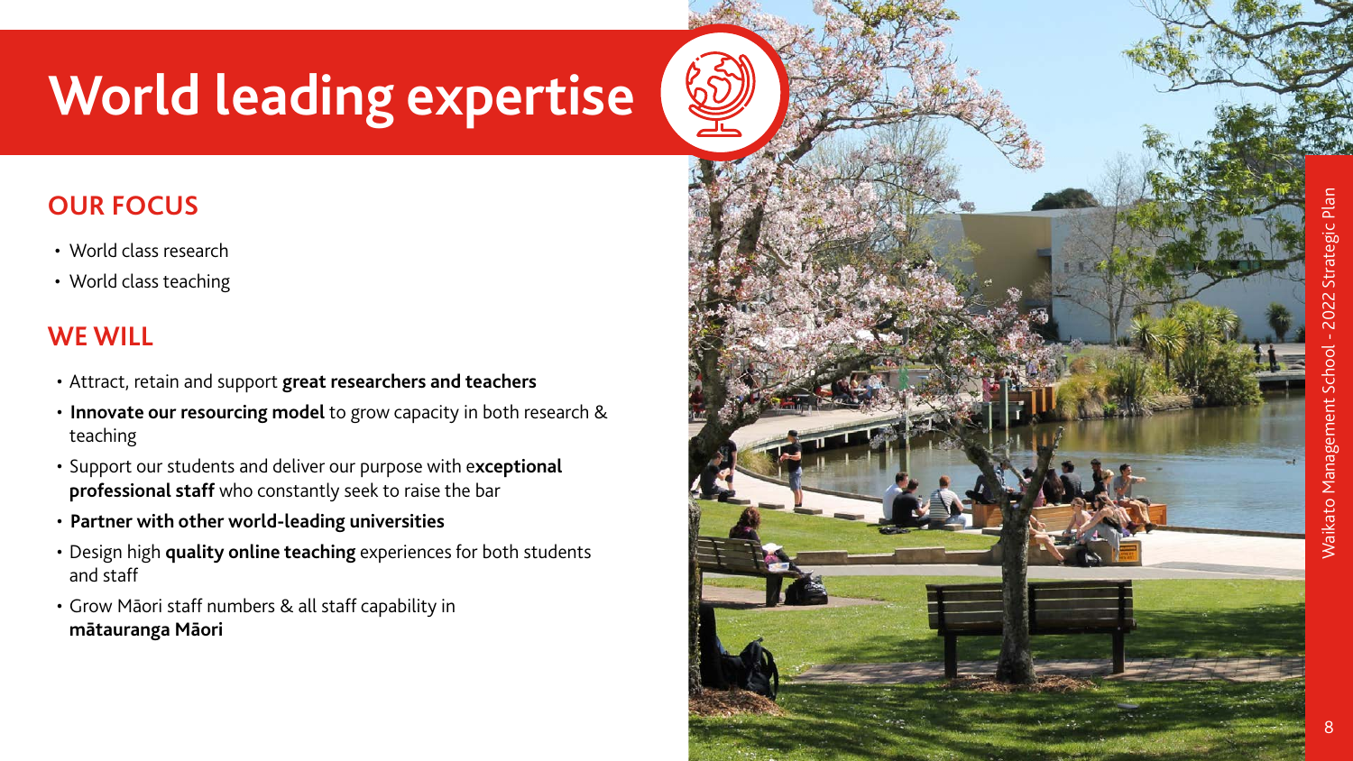# World leading expertise

## OUR FOCUS

- World class research
- World class teaching

## WE WILL

- Attract, retain and support **great researchers and teachers**
- **Innovate our resourcing model** to grow capacity in both research & teaching
- Support our students and deliver our purpose with e**xceptional professional staff** who constantly seek to raise the bar
- **Partner with other world-leading universities**
- Design high **quality online teaching** experiences for both students and staff
- Grow Māori staff numbers & all staff capability in **mātauranga Māori**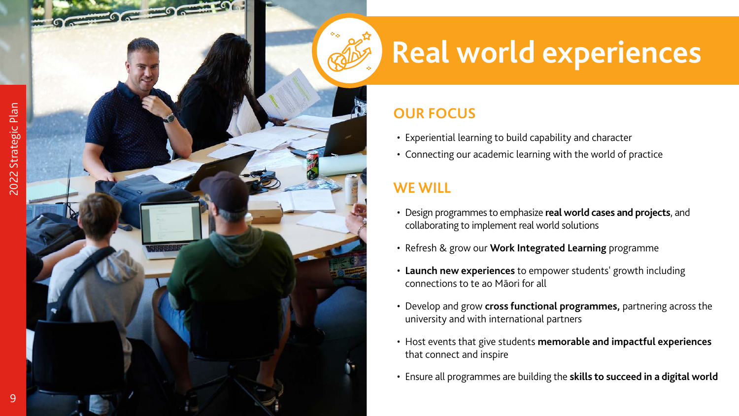# Real world experiences

## OUR FOCUS

- Experiential learning to build capability and character
- Connecting our academic learning with the world of practice

## WE WILL

- Design programmes to emphasize **real world cases and projects**, and collaborating to implement real world solutions
- Refresh & grow our **Work Integrated Learning** programme
- **Launch new experiences** to empower students' growth including connections to te ao Māori for all
- Develop and grow **cross functional programmes,** partnering across the university and with international partners
- Host events that give students **memorable and impactful experiences** that connect and inspire
- Ensure all programmes are building the **skills to succeed in a digital world**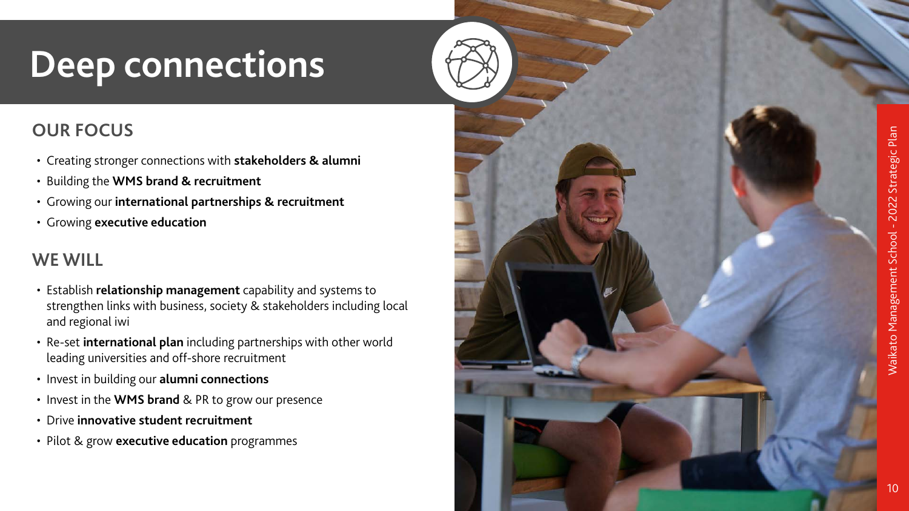# Deep connections

## OUR FOCUS

- Creating stronger connections with **stakeholders & alumni**
- Building the **WMS brand & recruitment**
- Growing our **international partnerships & recruitment**
- Growing **executive education**

## WE WILL

- Establish **relationship management** capability and systems to strengthen links with business, society & stakeholders including local and regional iwi
- Re-set **international plan** including partnerships with other world leading universities and off-shore recruitment
- Invest in building our **alumni connections**
- Invest in the **WMS brand** & PR to grow our presence
- Drive **innovative student recruitment**
- Pilot & grow **executive education** programmes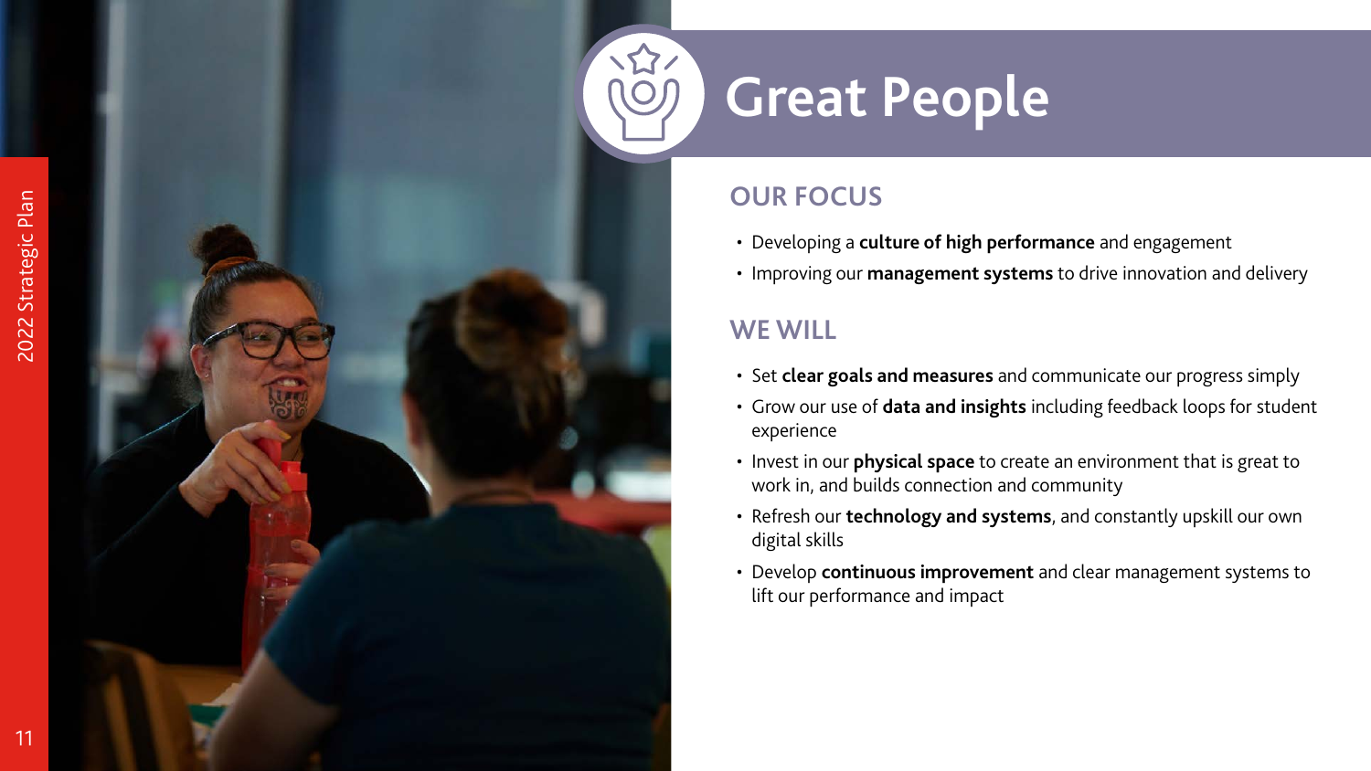# Great People

## OUR FOCUS

- Developing a **culture of high performance** and engagement
- Improving our **management systems** to drive innovation and delivery

## WE WILL

- Set **clear goals and measures** and communicate our progress simply
- Grow our use of **data and insights** including feedback loops for student experience
- Invest in our **physical space** to create an environment that is great to work in, and builds connection and community
- Refresh our **technology and systems**, and constantly upskill our own digital skills
- Develop **continuous improvement** and clear management systems to lift our performance and impact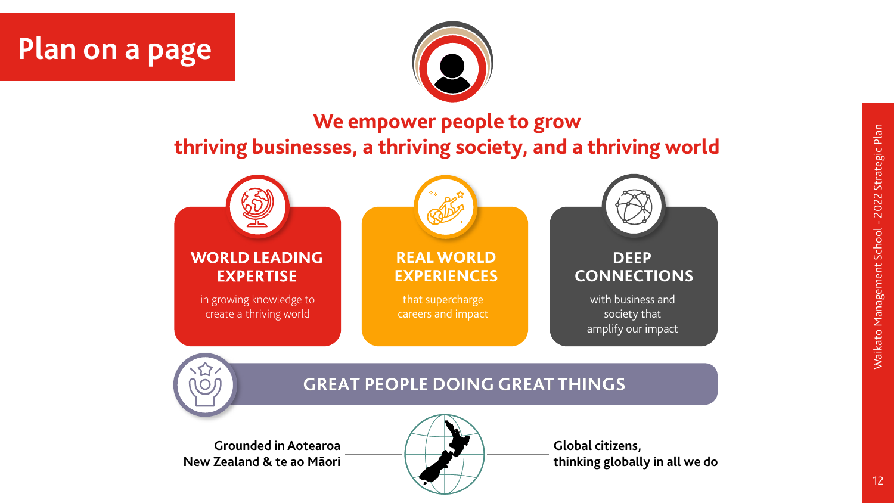# Plan on a page

## We empower people to grow thriving businesses, a thriving society, and a thriving world

### WORLD LEADING EXPERTISE

in growing knowledge to create a thriving world

### REAL WORLD EXPERIENCES

that supercharge careers and impact

### DEEP CONNECTIONS

with business and society that amplify our impact

### GREAT PEOPLE DOING GREAT THINGS

**Grounded in Aotearoa New Zealand & te ao Māori**

**Global citizens, thinking globally in all we do**